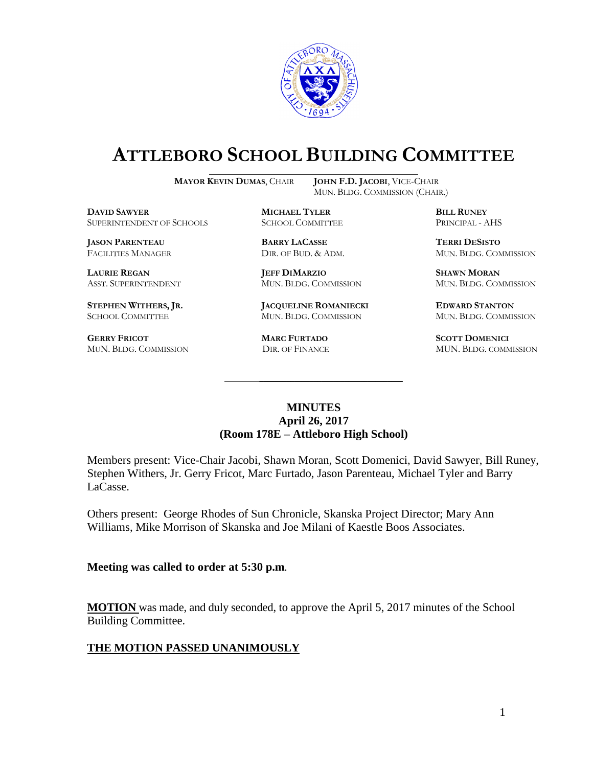# ATTLEBORO SCHOOL BUILDING COMMITTEE

**MAYOR KEVIN DUMAS**, CHAIR

**JOHN F.D. JACOBI**, VICE-CHAIR
MUN. BLDG. COMMISSION (CHAIR.)

**DAVID SAWYER**
SUPERINTENDENT OF SCHOOLS

**MICHAEL TYLER**
SCHOOL COMMITTEE

**BILL RUNEY**
PRINCIPAL - AHS

**JASON PARENTEAU**
FACILITIES MANAGER

**BARRY LACASSE**
DIR. OF BUD. & ADM.

**TERRI DESISTO**
MUN. BLDG. COMMISSION

**LAURIE REGAN**
ASST. SUPERINTENDENT

**JEFF DIMARZIO**
MUN. BLDG. COMMISSION

**SHAWN MORAN**
MUN. BLDG. COMMISSION

**STEPHEN WITHERS, JR.**
SCHOOL COMMITTEE

**JACQUELINE ROMANIECKI**
MUN. BLDG. COMMISSION

**EDWARD STANTON**
MUN. BLDG. COMMISSION

**GERRY FRICOT**
MUN. BLDG. COMMISSION

**MARC FURTADO**
DIR. OF FINANCE

**SCOTT DOMENICI**
MUN. BLDG. COMMISSION

## MINUTES
## April 26, 2017
## (Room 178E – Attleboro High School)

Members present: Vice-Chair Jacobi, Shawn Moran, Scott Domenici, David Sawyer, Bill Runey, Stephen Withers, Jr. Gerry Fricot, Marc Furtado, Jason Parenteau, Michael Tyler and Barry LaCasse.

Others present: George Rhodes of Sun Chronicle, Skanska Project Director; Mary Ann Williams, Mike Morrison of Skanska and Joe Milani of Kaestle Boos Associates.

**Meeting was called to order at 5:30 p.m.**

**MOTION** was made, and duly seconded, to approve the April 5, 2017 minutes of the School Building Committee.

**THE MOTION PASSED UNANIMOUSLY**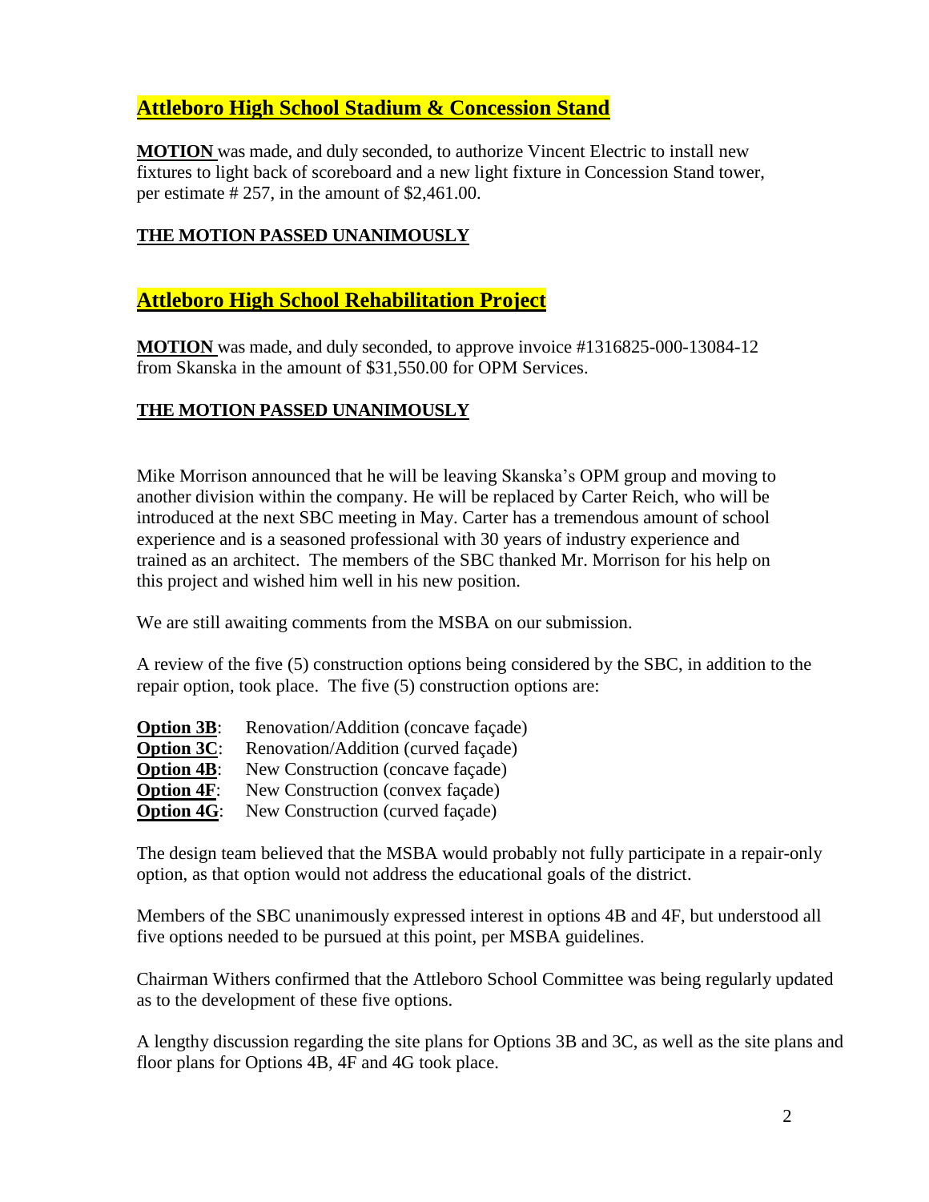## Attleboro High School Stadium & Concession Stand

**MOTION** was made, and duly seconded, to authorize Vincent Electric to install new fixtures to light back of scoreboard and a new light fixture in Concession Stand tower, per estimate # 257, in the amount of $2,461.00.

**THE MOTION PASSED UNANIMOUSLY**

## Attleboro High School Rehabilitation Project

**MOTION** was made, and duly seconded, to approve invoice #1316825-000-13084-12 from Skanska in the amount of $31,550.00 for OPM Services.

**THE MOTION PASSED UNANIMOUSLY**

Mike Morrison announced that he will be leaving Skanska's OPM group and moving to another division within the company. He will be replaced by Carter Reich, who will be introduced at the next SBC meeting in May. Carter has a tremendous amount of school experience and is a seasoned professional with 30 years of industry experience and trained as an architect. The members of the SBC thanked Mr. Morrison for his help on this project and wished him well in his new position.

We are still awaiting comments from the MSBA on our submission.

A review of the five (5) construction options being considered by the SBC, in addition to the repair option, took place. The five (5) construction options are:

**Option 3B**: Renovation/Addition (concave façade)
**Option 3C**: Renovation/Addition (curved façade)
**Option 4B**: New Construction (concave façade)
**Option 4F**: New Construction (convex façade)
**Option 4G**: New Construction (curved façade)

The design team believed that the MSBA would probably not fully participate in a repair-only option, as that option would not address the educational goals of the district.

Members of the SBC unanimously expressed interest in options 4B and 4F, but understood all five options needed to be pursued at this point, per MSBA guidelines.

Chairman Withers confirmed that the Attleboro School Committee was being regularly updated as to the development of these five options.

A lengthy discussion regarding the site plans for Options 3B and 3C, as well as the site plans and floor plans for Options 4B, 4F and 4G took place.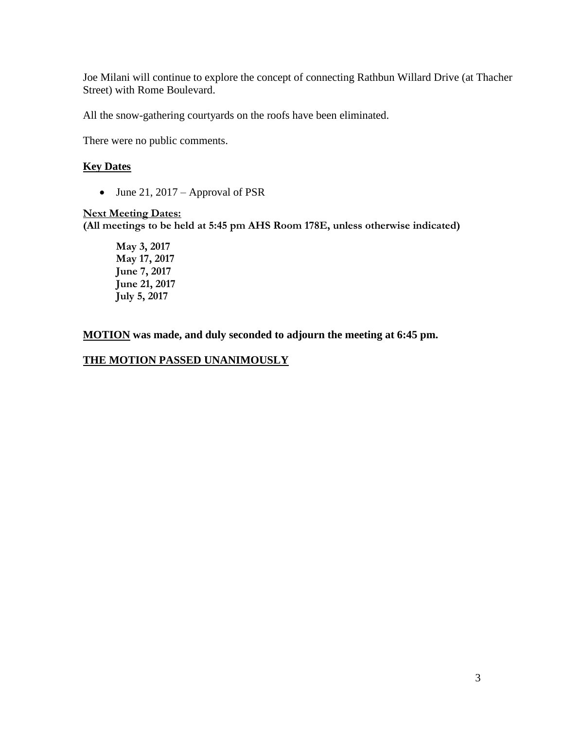Joe Milani will continue to explore the concept of connecting Rathbun Willard Drive (at Thacher Street) with Rome Boulevard.

All the snow-gathering courtyards on the roofs have been eliminated.

There were no public comments.

**Key Dates**

- June 21, 2017 – Approval of PSR

**Next Meeting Dates:**
**(All meetings to be held at 5:45 pm AHS Room 178E, unless otherwise indicated)**

**May 3, 2017**
**May 17, 2017**
**June 7, 2017**
**June 21, 2017**
**July 5, 2017**

**MOTION was made, and duly seconded to adjourn the meeting at 6:45 pm.**

**THE MOTION PASSED UNANIMOUSLY**